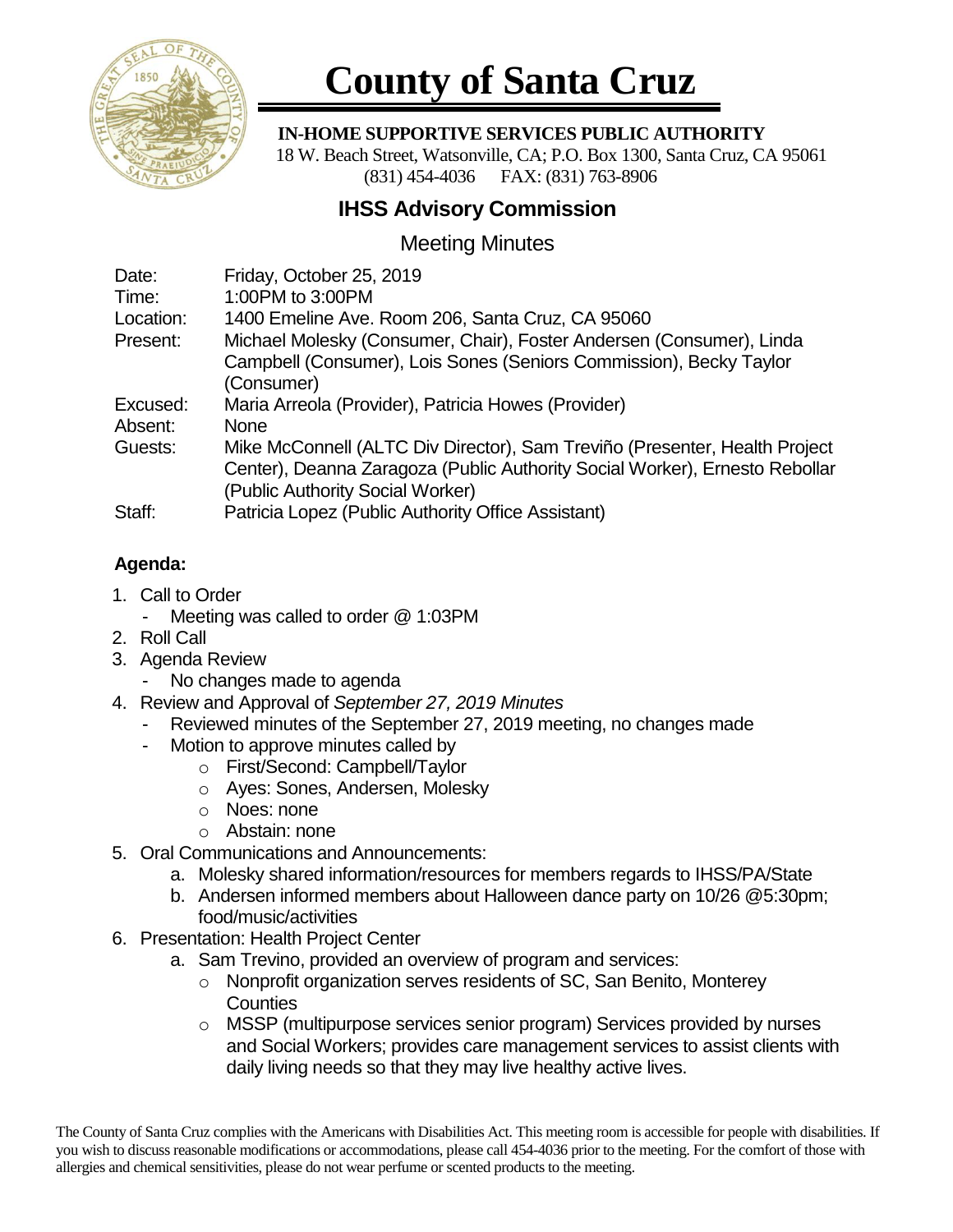# County of Santa Cruz

**IN-HOME SUPPORTIVE SERVICES PUBLIC AUTHORITY**
18 W. Beach Street, Watsonville, CA; P.O. Box 1300, Santa Cruz, CA 95061
(831) 454-4036 FAX: (831) 763-8906

## IHSS Advisory Commission

### Meeting Minutes

| | |
|---|---|
| Date: | Friday, October 25, 2019 |
| Time: | 1:00PM to 3:00PM |
| Location: | 1400 Emeline Ave. Room 206, Santa Cruz, CA 95060 |
| Present: | Michael Molesky (Consumer, Chair), Foster Andersen (Consumer), Linda Campbell (Consumer), Lois Sones (Seniors Commission), Becky Taylor (Consumer) |
| Excused: | Maria Arreola (Provider), Patricia Howes (Provider) |
| Absent: | None |
| Guests: | Mike McConnell (ALTC Div Director), Sam Treviño (Presenter, Health Project Center), Deanna Zaragoza (Public Authority Social Worker), Ernesto Rebollar (Public Authority Social Worker) |
| Staff: | Patricia Lopez (Public Authority Office Assistant) |

**Agenda:**

1. Call to Order
   - Meeting was called to order @ 1:03PM
2. Roll Call
3. Agenda Review
   - No changes made to agenda
4. Review and Approval of *September 27, 2019 Minutes*
   - Reviewed minutes of the September 27, 2019 meeting, no changes made
   - Motion to approve minutes called by
     - First/Second: Campbell/Taylor
     - Ayes: Sones, Andersen, Molesky
     - Noes: none
     - Abstain: none
5. Oral Communications and Announcements:
   a. Molesky shared information/resources for members regards to IHSS/PA/State
   b. Andersen informed members about Halloween dance party on 10/26 @5:30pm; food/music/activities
6. Presentation: Health Project Center
   a. Sam Trevino, provided an overview of program and services:
      - Nonprofit organization serves residents of SC, San Benito, Monterey Counties
      - MSSP (multipurpose services senior program) Services provided by nurses and Social Workers; provides care management services to assist clients with daily living needs so that they may live healthy active lives.

The County of Santa Cruz complies with the Americans with Disabilities Act. This meeting room is accessible for people with disabilities. If you wish to discuss reasonable modifications or accommodations, please call 454-4036 prior to the meeting. For the comfort of those with allergies and chemical sensitivities, please do not wear perfume or scented products to the meeting.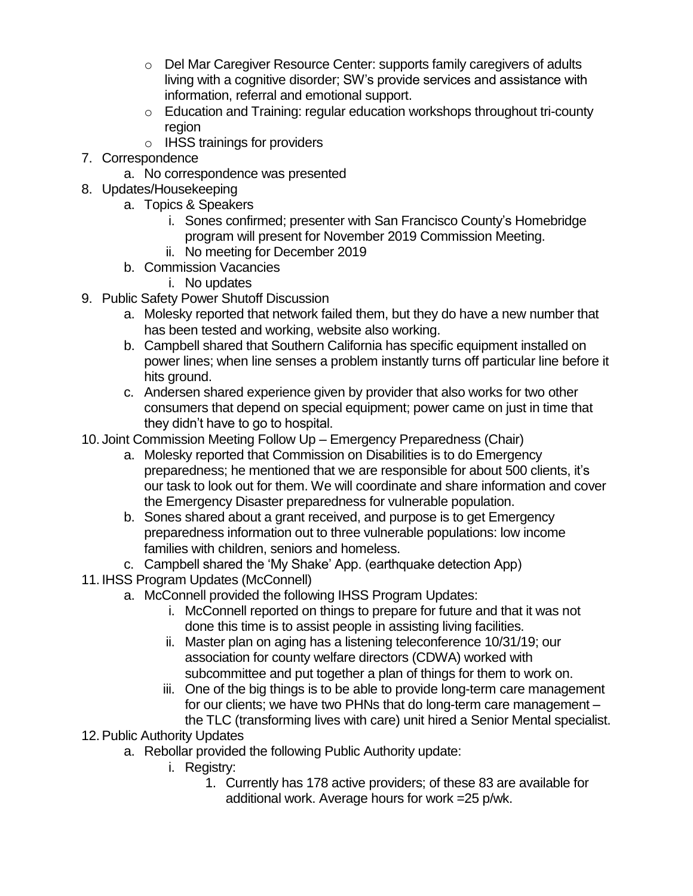- Del Mar Caregiver Resource Center: supports family caregivers of adults living with a cognitive disorder; SW's provide services and assistance with information, referral and emotional support.
  - Education and Training: regular education workshops throughout tri-county region
  - IHSS trainings for providers

7. Correspondence
   a. No correspondence was presented
8. Updates/Housekeeping
   a. Topics & Speakers
      i. Sones confirmed; presenter with San Francisco County's Homebridge program will present for November 2019 Commission Meeting.
      ii. No meeting for December 2019
   b. Commission Vacancies
      i. No updates
9. Public Safety Power Shutoff Discussion
   a. Molesky reported that network failed them, but they do have a new number that has been tested and working, website also working.
   b. Campbell shared that Southern California has specific equipment installed on power lines; when line senses a problem instantly turns off particular line before it hits ground.
   c. Andersen shared experience given by provider that also works for two other consumers that depend on special equipment; power came on just in time that they didn't have to go to hospital.
10. Joint Commission Meeting Follow Up – Emergency Preparedness (Chair)
    a. Molesky reported that Commission on Disabilities is to do Emergency preparedness; he mentioned that we are responsible for about 500 clients, it's our task to look out for them. We will coordinate and share information and cover the Emergency Disaster preparedness for vulnerable population.
    b. Sones shared about a grant received, and purpose is to get Emergency preparedness information out to three vulnerable populations: low income families with children, seniors and homeless.
    c. Campbell shared the 'My Shake' App. (earthquake detection App)
11. IHSS Program Updates (McConnell)
    a. McConnell provided the following IHSS Program Updates:
       i. McConnell reported on things to prepare for future and that it was not done this time is to assist people in assisting living facilities.
       ii. Master plan on aging has a listening teleconference 10/31/19; our association for county welfare directors (CDWA) worked with subcommittee and put together a plan of things for them to work on.
       iii. One of the big things is to be able to provide long-term care management for our clients; we have two PHNs that do long-term care management – the TLC (transforming lives with care) unit hired a Senior Mental specialist.
12. Public Authority Updates
    a. Rebollar provided the following Public Authority update:
       i. Registry:
          1. Currently has 178 active providers; of these 83 are available for additional work. Average hours for work =25 p/wk.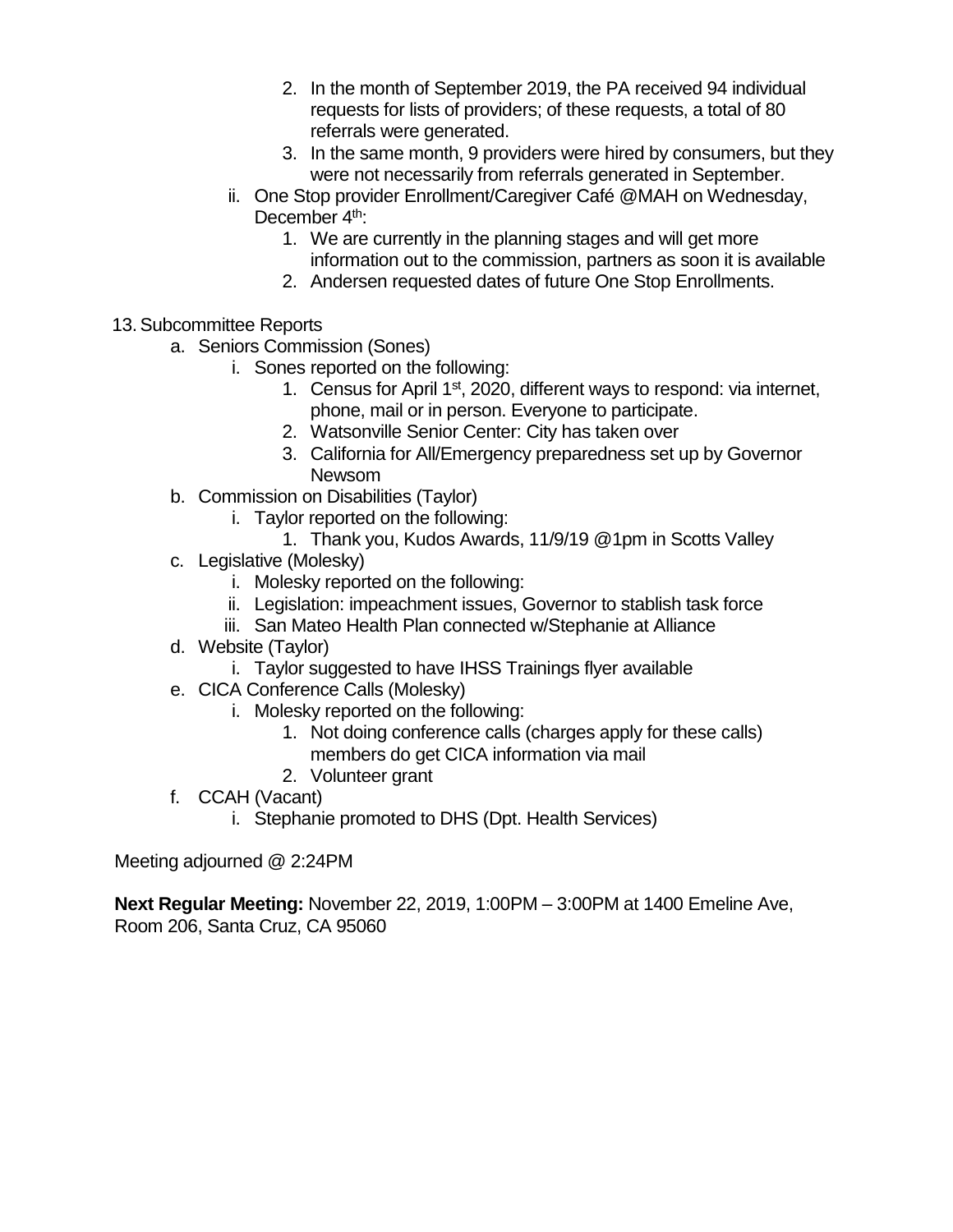2. In the month of September 2019, the PA received 94 individual requests for lists of providers; of these requests, a total of 80 referrals were generated.
3. In the same month, 9 providers were hired by consumers, but they were not necessarily from referrals generated in September.

ii. One Stop provider Enrollment/Caregiver Café @MAH on Wednesday, December 4th:

1. We are currently in the planning stages and will get more information out to the commission, partners as soon it is available
2. Andersen requested dates of future One Stop Enrollments.

13. Subcommittee Reports

a. Seniors Commission (Sones)

i. Sones reported on the following:

1. Census for April 1st, 2020, different ways to respond: via internet, phone, mail or in person. Everyone to participate.
2. Watsonville Senior Center: City has taken over
3. California for All/Emergency preparedness set up by Governor Newsom

b. Commission on Disabilities (Taylor)

i. Taylor reported on the following:

1. Thank you, Kudos Awards, 11/9/19 @1pm in Scotts Valley

c. Legislative (Molesky)

i. Molesky reported on the following:

ii. Legislation: impeachment issues, Governor to stablish task force

iii. San Mateo Health Plan connected w/Stephanie at Alliance

d. Website (Taylor)

i. Taylor suggested to have IHSS Trainings flyer available

e. CICA Conference Calls (Molesky)

i. Molesky reported on the following:

1. Not doing conference calls (charges apply for these calls) members do get CICA information via mail
2. Volunteer grant

f. CCAH (Vacant)

i. Stephanie promoted to DHS (Dpt. Health Services)

Meeting adjourned @ 2:24PM

**Next Regular Meeting:** November 22, 2019, 1:00PM – 3:00PM at 1400 Emeline Ave, Room 206, Santa Cruz, CA 95060